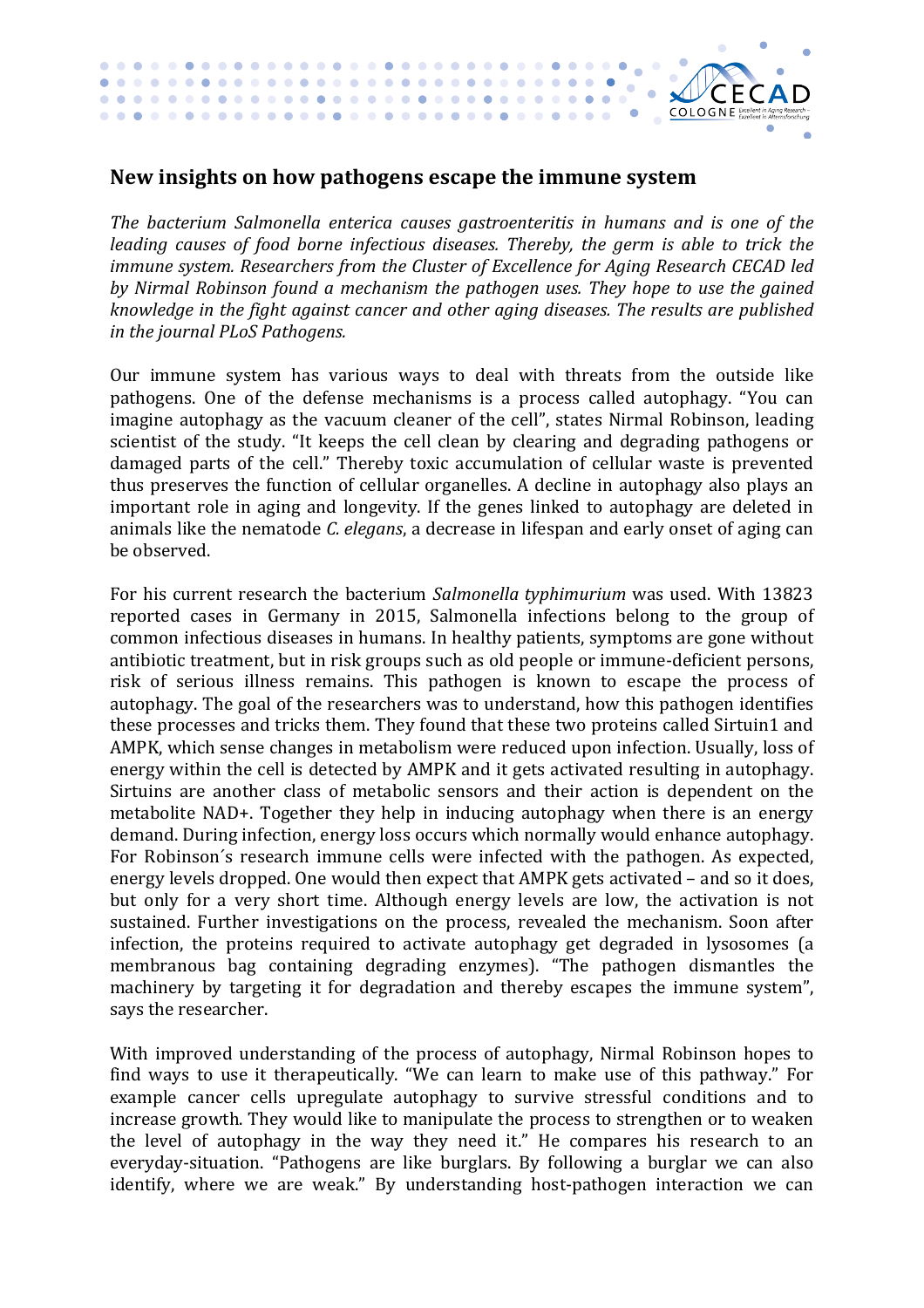## New insights on how pathogens escape the immune system

*The bacterium Salmonella enterica causes gastroenteritis in humans and is one of the leading causes of food borne infectious diseases. Thereby, the germ is able to trick the immune system. Researchers from the Cluster of Excellence for Aging Research CECAD led by Nirmal Robinson found a mechanism the pathogen uses. They hope to use the gained knowledge in the fight against cancer and other aging diseases. The results are published in the journal PLoS Pathogens.*

Our immune system has various ways to deal with threats from the outside like pathogens. One of the defense mechanisms is a process called autophagy. "You can imagine autophagy as the vacuum cleaner of the cell", states Nirmal Robinson, leading scientist of the study. "It keeps the cell clean by clearing and degrading pathogens or damaged parts of the cell." Thereby toxic accumulation of cellular waste is prevented thus preserves the function of cellular organelles. A decline in autophagy also plays an important role in aging and longevity. If the genes linked to autophagy are deleted in animals like the nematode *C. elegans*, a decrease in lifespan and early onset of aging can be observed.

For his current research the bacterium *Salmonella typhimurium* was used. With 13823 reported cases in Germany in 2015, Salmonella infections belong to the group of common infectious diseases in humans. In healthy patients, symptoms are gone without antibiotic treatment, but in risk groups such as old people or immune-deficient persons, risk of serious illness remains. This pathogen is known to escape the process of autophagy. The goal of the researchers was to understand, how this pathogen identifies these processes and tricks them. They found that these two proteins called Sirtuin1 and AMPK, which sense changes in metabolism were reduced upon infection. Usually, loss of energy within the cell is detected by AMPK and it gets activated resulting in autophagy. Sirtuins are another class of metabolic sensors and their action is dependent on the metabolite NAD+. Together they help in inducing autophagy when there is an energy demand. During infection, energy loss occurs which normally would enhance autophagy. For Robinson´s research immune cells were infected with the pathogen. As expected, energy levels dropped. One would then expect that AMPK gets activated – and so it does, but only for a very short time. Although energy levels are low, the activation is not sustained. Further investigations on the process, revealed the mechanism. Soon after infection, the proteins required to activate autophagy get degraded in lysosomes (a membranous bag containing degrading enzymes). "The pathogen dismantles the machinery by targeting it for degradation and thereby escapes the immune system", says the researcher.

With improved understanding of the process of autophagy, Nirmal Robinson hopes to find ways to use it therapeutically. "We can learn to make use of this pathway." For example cancer cells upregulate autophagy to survive stressful conditions and to increase growth. They would like to manipulate the process to strengthen or to weaken the level of autophagy in the way they need it." He compares his research to an everyday-situation. "Pathogens are like burglars. By following a burglar we can also identify, where we are weak." By understanding host-pathogen interaction we can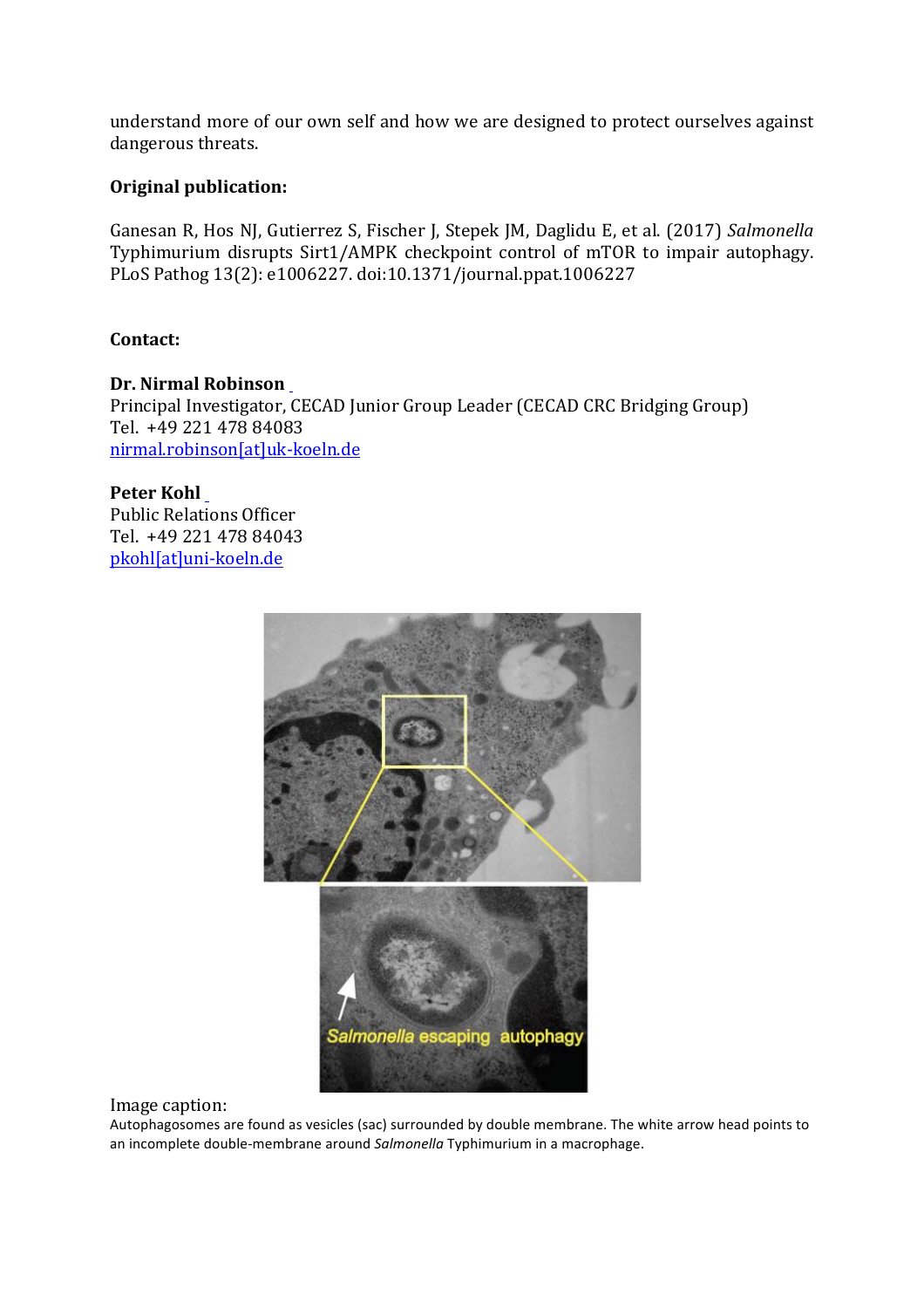understand more of our own self and how we are designed to protect ourselves against dangerous threats.

**Original publication:**

Ganesan R, Hos NJ, Gutierrez S, Fischer J, Stepek JM, Daglidu E, et al. (2017) *Salmonella* Typhimurium disrupts Sirt1/AMPK checkpoint control of mTOR to impair autophagy. PLoS Pathog 13(2): e1006227. doi:10.1371/journal.ppat.1006227

**Contact:**

**Dr. Nirmal Robinson**
Principal Investigator, CECAD Junior Group Leader (CECAD CRC Bridging Group)
Tel. +49 221 478 84083
nirmal.robinson[at]uk-koeln.de

**Peter Kohl**
Public Relations Officer
Tel. +49 221 478 84043
pkohl[at]uni-koeln.de

*Salmonella* escaping autophagy

Image caption:
Autophagosomes are found as vesicles (sac) surrounded by double membrane. The white arrow head points to an incomplete double-membrane around *Salmonella* Typhimurium in a macrophage.